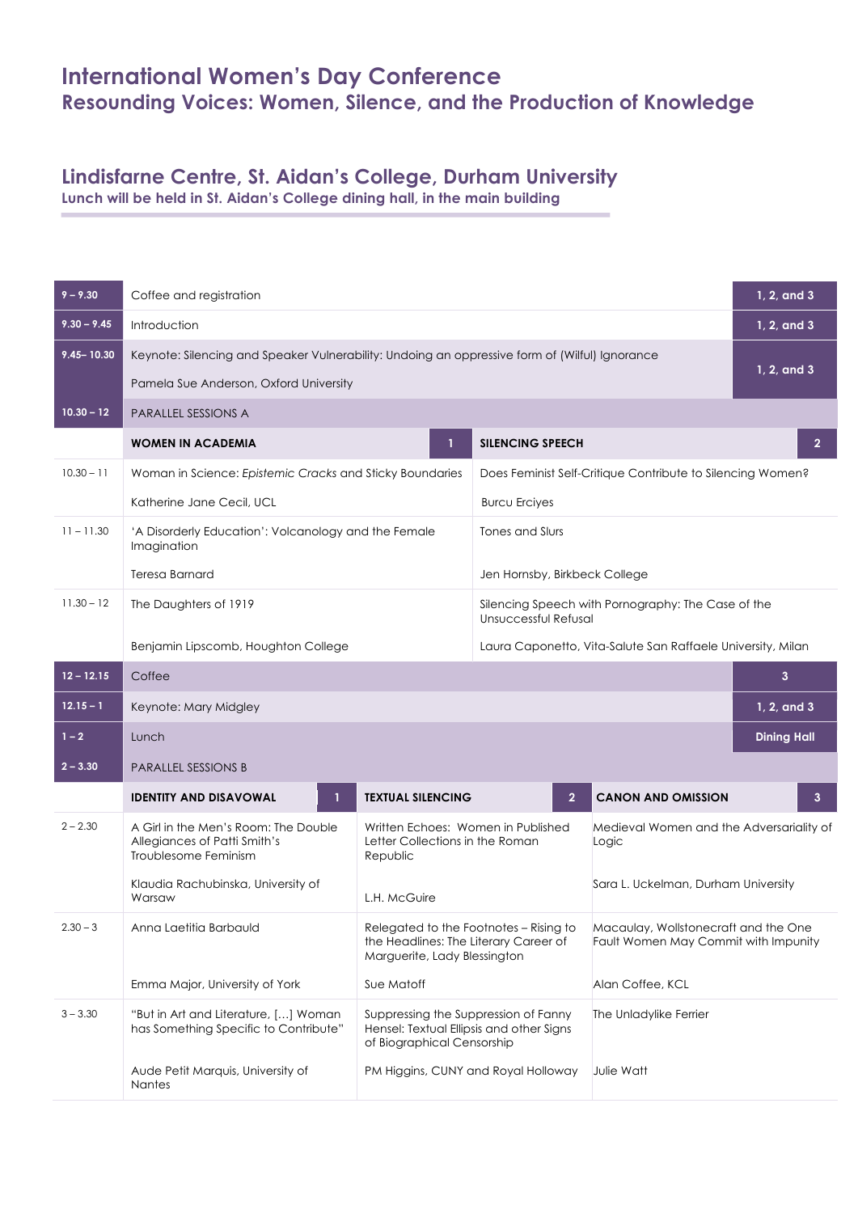# International Women's Day Conference

## Resounding Voices: Women, Silence, and the Production of Knowledge

## Lindisfarne Centre, St. Aidan's College, Durham University

**Lunch will be held in St. Aidan's College dining hall, in the main building**

| Time | Session | Room |
|---|---|---|
| 9 – 9.30 | Coffee and registration | 1, 2, and 3 |
| 9.30 – 9.45 | Introduction | 1, 2, and 3 |
| 9.45– 10.30 | Keynote: Silencing and Speaker Vulnerability: Undoing an oppressive form of (Wilful) Ignorance<br>Pamela Sue Anderson, Oxford University | 1, 2, and 3 |
| 10.30 – 12 | PARALLEL SESSIONS A | |

| Time | WOMEN IN ACADEMIA (1) | SILENCING SPEECH (2) |
|---|---|---|
| 10.30 – 11 | Woman in Science: *Epistemic Cracks* and Sticky Boundaries<br>Katherine Jane Cecil, UCL | Does Feminist Self-Critique Contribute to Silencing Women?<br>Burcu Erciyes |
| 11 – 11.30 | 'A Disorderly Education': Volcanology and the Female Imagination<br>Teresa Barnard | Tones and Slurs<br>Jen Hornsby, Birkbeck College |
| 11.30 – 12 | The Daughters of 1919<br>Benjamin Lipscomb, Houghton College | Silencing Speech with Pornography: The Case of the Unsuccessful Refusal<br>Laura Caponetto, Vita-Salute San Raffaele University, Milan |

| Time | Session | Room |
|---|---|---|
| 12 – 12.15 | Coffee | 3 |
| 12.15 – 1 | Keynote: Mary Midgley | 1, 2, and 3 |
| 1 – 2 | Lunch | Dining Hall |
| 2 – 3.30 | PARALLEL SESSIONS B | |

| Time | IDENTITY AND DISAVOWAL (1) | TEXTUAL SILENCING (2) | CANON AND OMISSION (3) |
|---|---|---|---|
| 2 – 2.30 | A Girl in the Men's Room: The Double Allegiances of Patti Smith's Troublesome Feminism<br>Klaudia Rachubinska, University of Warsaw | Written Echoes: Women in Published Letter Collections in the Roman Republic<br>L.H. McGuire | Medieval Women and the Adversariality of Logic<br>Sara L. Uckelman, Durham University |
| 2.30 – 3 | Anna Laetitia Barbauld<br>Emma Major, University of York | Relegated to the Footnotes – Rising to the Headlines: The Literary Career of Marguerite, Lady Blessington<br>Sue Matoff | Macaulay, Wollstonecraft and the One Fault Women May Commit with Impunity<br>Alan Coffee, KCL |
| 3 – 3.30 | "But in Art and Literature, […] Woman has Something Specific to Contribute"<br>Aude Petit Marquis, University of Nantes | Suppressing the Suppression of Fanny Hensel: Textual Ellipsis and other Signs of Biographical Censorship<br>PM Higgins, CUNY and Royal Holloway | The Unladylike Ferrier<br>Julie Watt |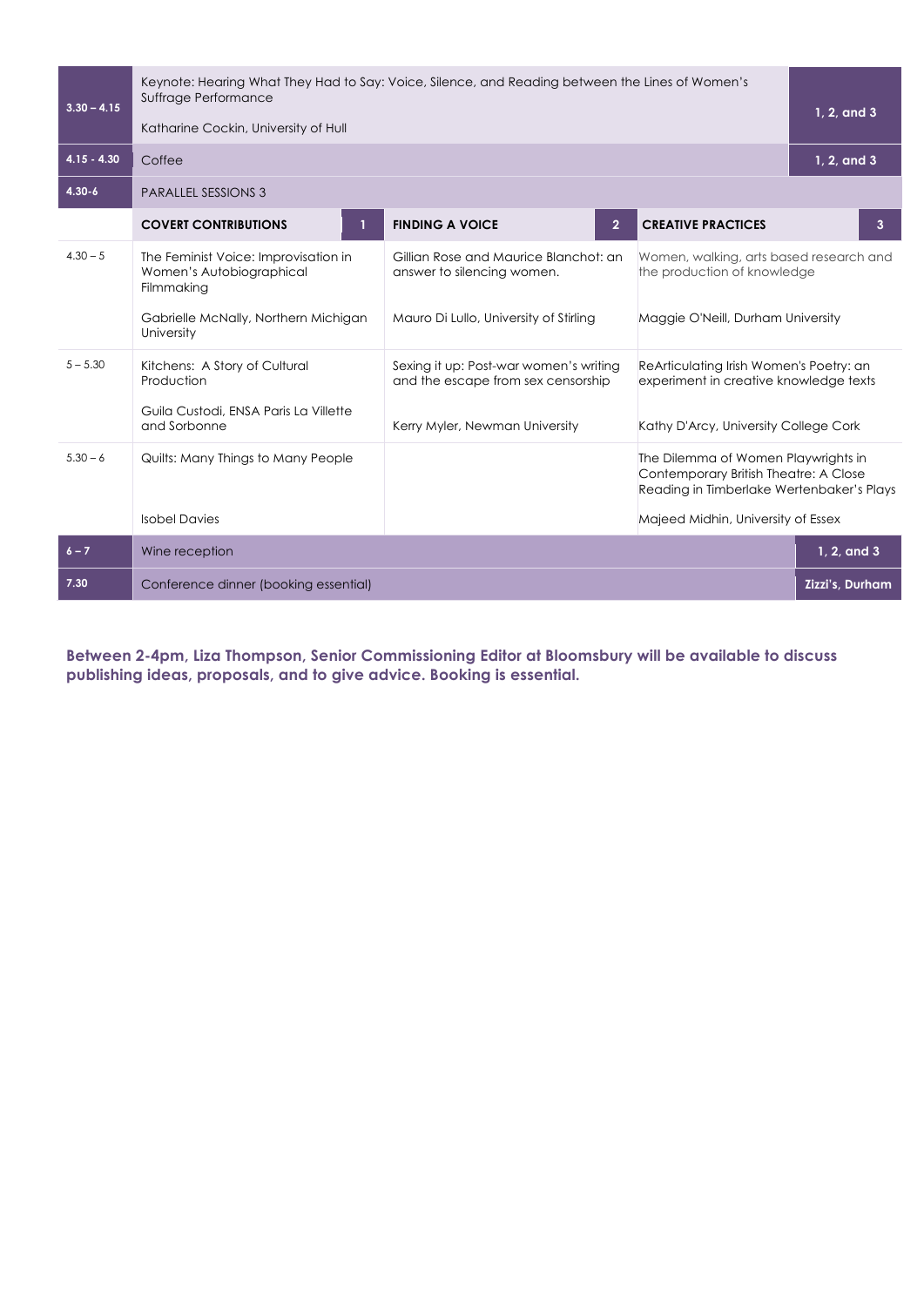| | | | | |
|---|---|---|---|---|
| **3.30 – 4.15** | Keynote: Hearing What They Had to Say: Voice, Silence, and Reading between the Lines of Women's Suffrage Performance<br><br>Katharine Cockin, University of Hull | | | **1, 2, and 3** |
| **4.15 - 4.30** | Coffee | | | **1, 2, and 3** |
| **4.30-6** | PARALLEL SESSIONS 3 | | | |
| | **COVERT CONTRIBUTIONS** 1 | **FINDING A VOICE** 2 | **CREATIVE PRACTICES** 3 | |
| 4.30 – 5 | The Feminist Voice: Improvisation in Women's Autobiographical Filmmaking<br><br>Gabrielle McNally, Northern Michigan University | Gillian Rose and Maurice Blanchot: an answer to silencing women.<br><br>Mauro Di Lullo, University of Stirling | Women, walking, arts based research and the production of knowledge<br><br>Maggie O'Neill, Durham University | |
| 5 – 5.30 | Kitchens: A Story of Cultural Production<br><br>Guila Custodi, ENSA Paris La Villette and Sorbonne | Sexing it up: Post-war women's writing and the escape from sex censorship<br><br>Kerry Myler, Newman University | ReArticulating Irish Women's Poetry: an experiment in creative knowledge texts<br><br>Kathy D'Arcy, University College Cork | |
| 5.30 – 6 | Quilts: Many Things to Many People<br><br>Isobel Davies | | The Dilemma of Women Playwrights in Contemporary British Theatre: A Close Reading in Timberlake Wertenbaker's Plays<br><br>Majeed Midhin, University of Essex | |
| **6 – 7** | Wine reception | | | **1, 2, and 3** |
| **7.30** | Conference dinner (booking essential) | | | **Zizzi's, Durham** |

**Between 2-4pm, Liza Thompson, Senior Commissioning Editor at Bloomsbury will be available to discuss publishing ideas, proposals, and to give advice. Booking is essential.**